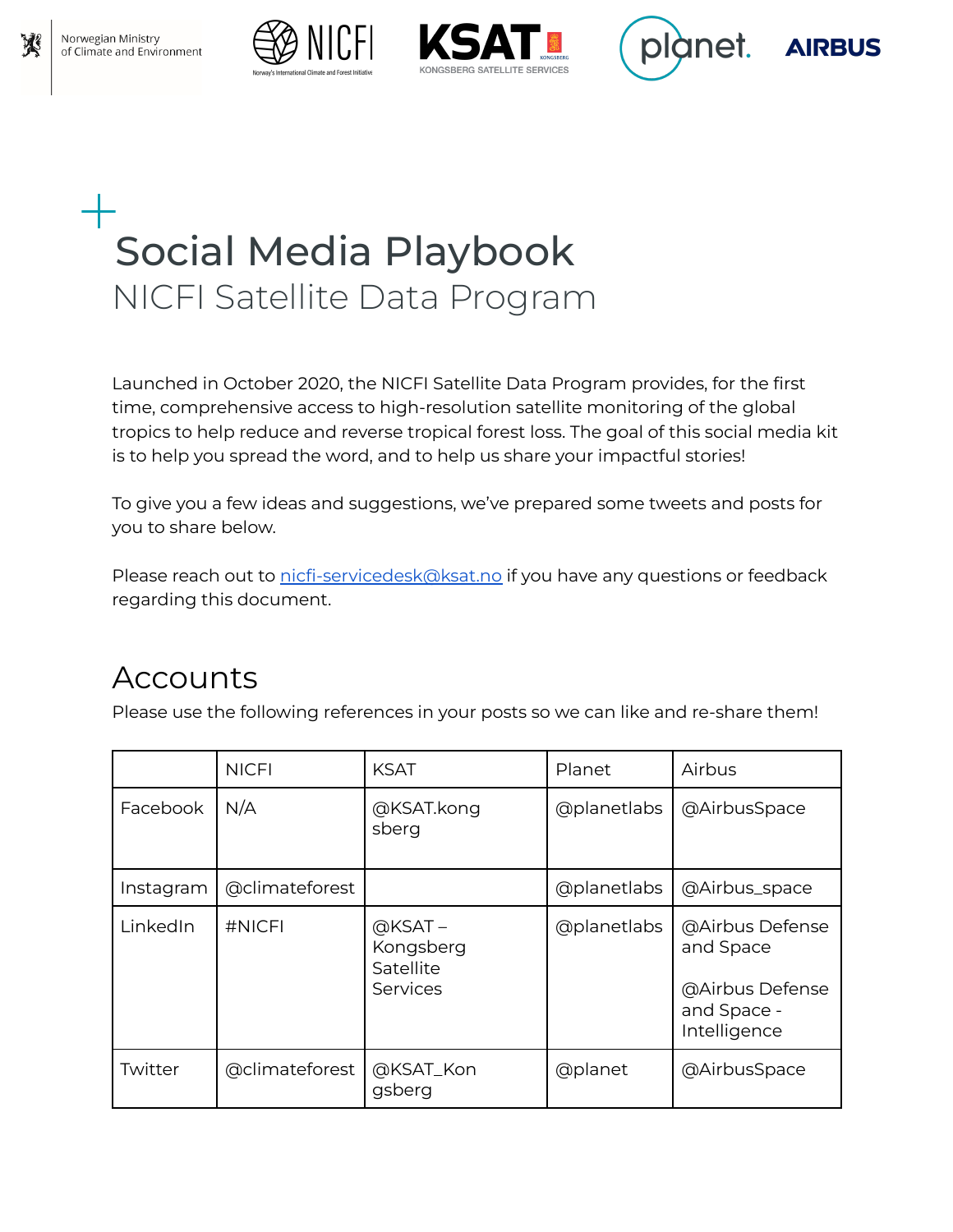# Social Media Playbook

## NICFI Satellite Data Program

Launched in October 2020, the NICFI Satellite Data Program provides, for the first time, comprehensive access to high-resolution satellite monitoring of the global tropics to help reduce and reverse tropical forest loss. The goal of this social media kit is to help you spread the word, and to help us share your impactful stories!

To give you a few ideas and suggestions, we've prepared some tweets and posts for you to share below.

Please reach out to nicfi-servicedesk@ksat.no if you have any questions or feedback regarding this document.

## Accounts

Please use the following references in your posts so we can like and re-share them!

| | NICFI | KSAT | Planet | Airbus |
|---|---|---|---|---|
| Facebook | N/A | @KSAT.kongsberg | @planetlabs | @AirbusSpace |
| Instagram | @climateforest | | @planetlabs | @Airbus_space |
| LinkedIn | #NICFI | @KSAT – Kongsberg Satellite Services | @planetlabs | @Airbus Defense and Space<br><br>@Airbus Defense and Space - Intelligence |
| Twitter | @climateforest | @KSAT_Kongsberg | @planet | @AirbusSpace |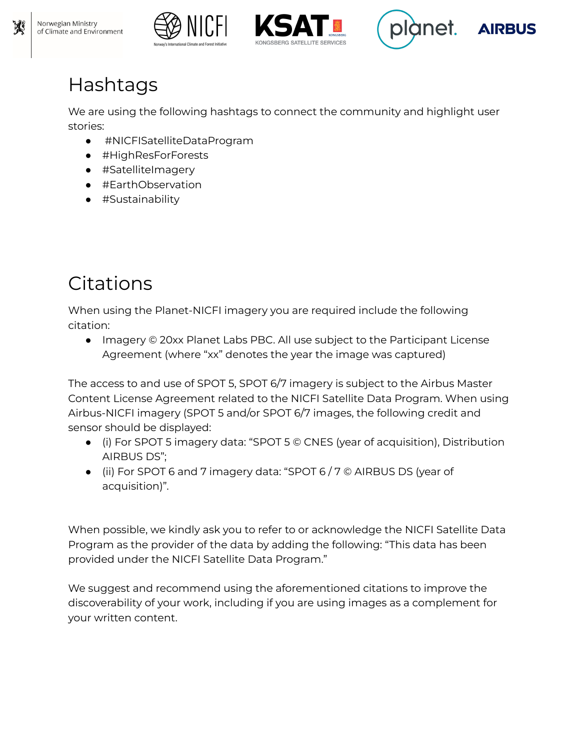# Hashtags

We are using the following hashtags to connect the community and highlight user stories:

- #NICFISatelliteDataProgram
- #HighResForForests
- #SatelliteImagery
- #EarthObservation
- #Sustainability

# Citations

When using the Planet-NICFI imagery you are required include the following citation:

- Imagery © 20xx Planet Labs PBC. All use subject to the Participant License Agreement (where "xx" denotes the year the image was captured)

The access to and use of SPOT 5, SPOT 6/7 imagery is subject to the Airbus Master Content License Agreement related to the NICFI Satellite Data Program. When using Airbus-NICFI imagery (SPOT 5 and/or SPOT 6/7 images, the following credit and sensor should be displayed:

- (i) For SPOT 5 imagery data: "SPOT 5 © CNES (year of acquisition), Distribution AIRBUS DS";
- (ii) For SPOT 6 and 7 imagery data: "SPOT 6 / 7 © AIRBUS DS (year of acquisition)".

When possible, we kindly ask you to refer to or acknowledge the NICFI Satellite Data Program as the provider of the data by adding the following: "This data has been provided under the NICFI Satellite Data Program."

We suggest and recommend using the aforementioned citations to improve the discoverability of your work, including if you are using images as a complement for your written content.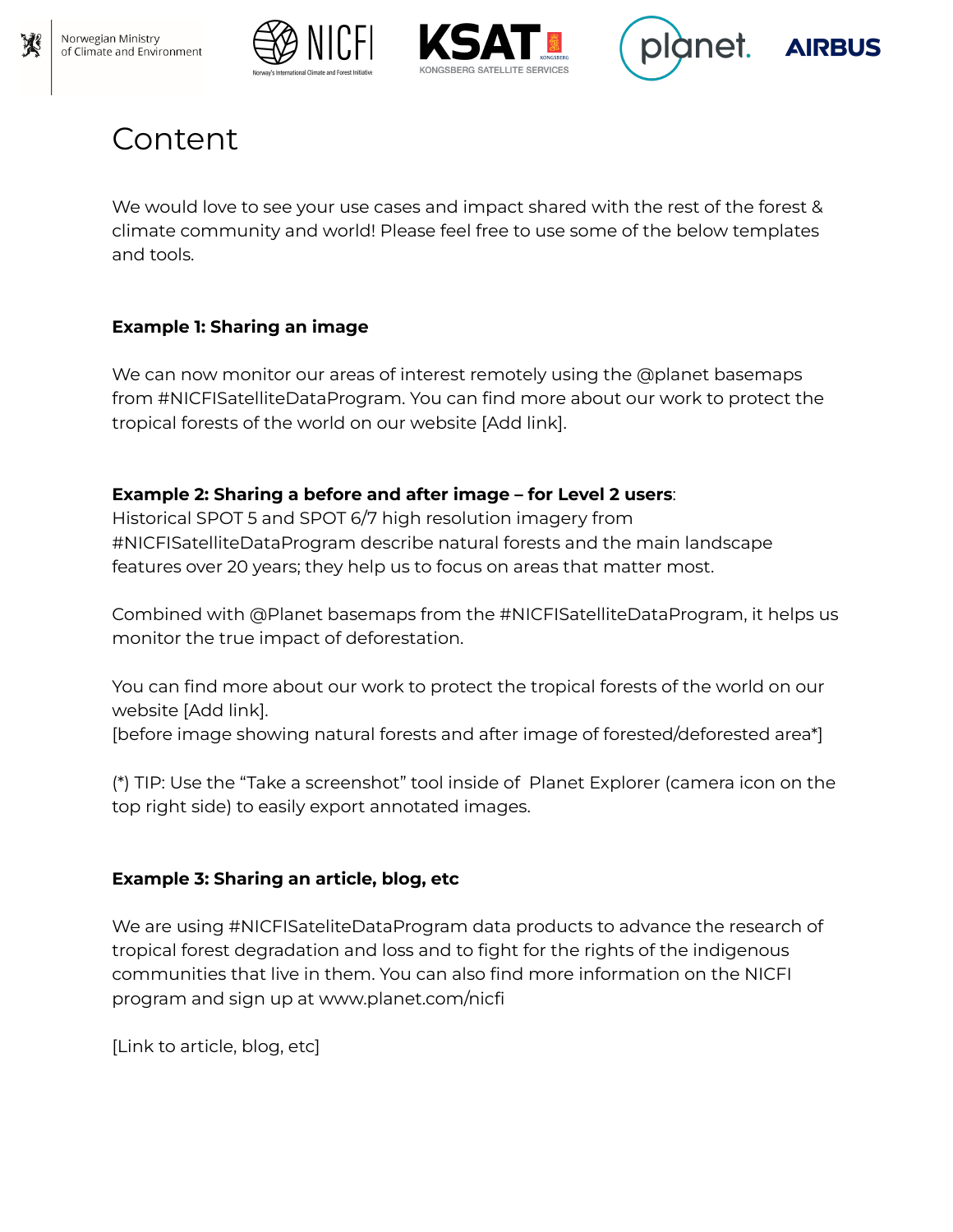# Content

We would love to see your use cases and impact shared with the rest of the forest & climate community and world! Please feel free to use some of the below templates and tools.

**Example 1: Sharing an image**

We can now monitor our areas of interest remotely using the @planet basemaps from #NICFISatelliteDataProgram. You can find more about our work to protect the tropical forests of the world on our website [Add link].

**Example 2: Sharing a before and after image – for Level 2 users**:
Historical SPOT 5 and SPOT 6/7 high resolution imagery from #NICFISatelliteDataProgram describe natural forests and the main landscape features over 20 years; they help us to focus on areas that matter most.

Combined with @Planet basemaps from the #NICFISatelliteDataProgram, it helps us monitor the true impact of deforestation.

You can find more about our work to protect the tropical forests of the world on our website [Add link].
[before image showing natural forests and after image of forested/deforested area*]

(*) TIP: Use the "Take a screenshot" tool inside of Planet Explorer (camera icon on the top right side) to easily export annotated images.

**Example 3: Sharing an article, blog, etc**

We are using #NICFISateliteDataProgram data products to advance the research of tropical forest degradation and loss and to fight for the rights of the indigenous communities that live in them. You can also find more information on the NICFI program and sign up at www.planet.com/nicfi

[Link to article, blog, etc]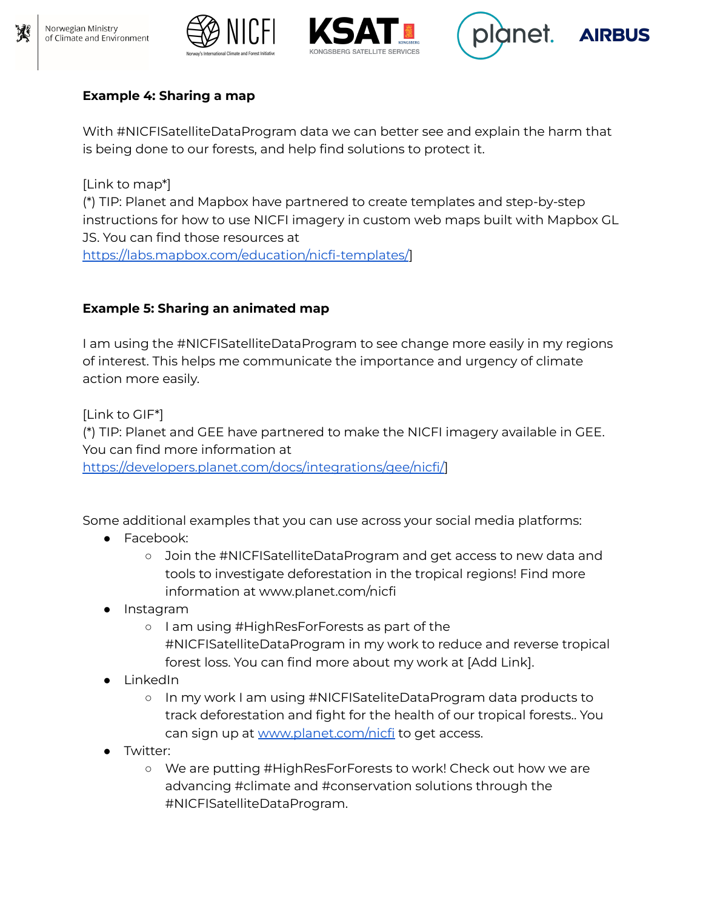**Example 4: Sharing a map**

With #NICFISatelliteDataProgram data we can better see and explain the harm that is being done to our forests, and help find solutions to protect it.

[Link to map*]
(*) TIP: Planet and Mapbox have partnered to create templates and step-by-step instructions for how to use NICFI imagery in custom web maps built with Mapbox GL JS. You can find those resources at https://labs.mapbox.com/education/nicfi-templates/]

**Example 5: Sharing an animated map**

I am using the #NICFISatelliteDataProgram to see change more easily in my regions of interest. This helps me communicate the importance and urgency of climate action more easily.

[Link to GIF*]
(*) TIP: Planet and GEE have partnered to make the NICFI imagery available in GEE. You can find more information at https://developers.planet.com/docs/integrations/gee/nicfi/]

Some additional examples that you can use across your social media platforms:

- Facebook:
  - Join the #NICFISatelliteDataProgram and get access to new data and tools to investigate deforestation in the tropical regions! Find more information at www.planet.com/nicfi
- Instagram
  - I am using #HighResForForests as part of the #NICFISatelliteDataProgram in my work to reduce and reverse tropical forest loss. You can find more about my work at [Add Link].
- LinkedIn
  - In my work I am using #NICFISateliteDataProgram data products to track deforestation and fight for the health of our tropical forests.. You can sign up at www.planet.com/nicfi to get access.
- Twitter:
  - We are putting #HighResForForests to work! Check out how we are advancing #climate and #conservation solutions through the #NICFISatelliteDataProgram.